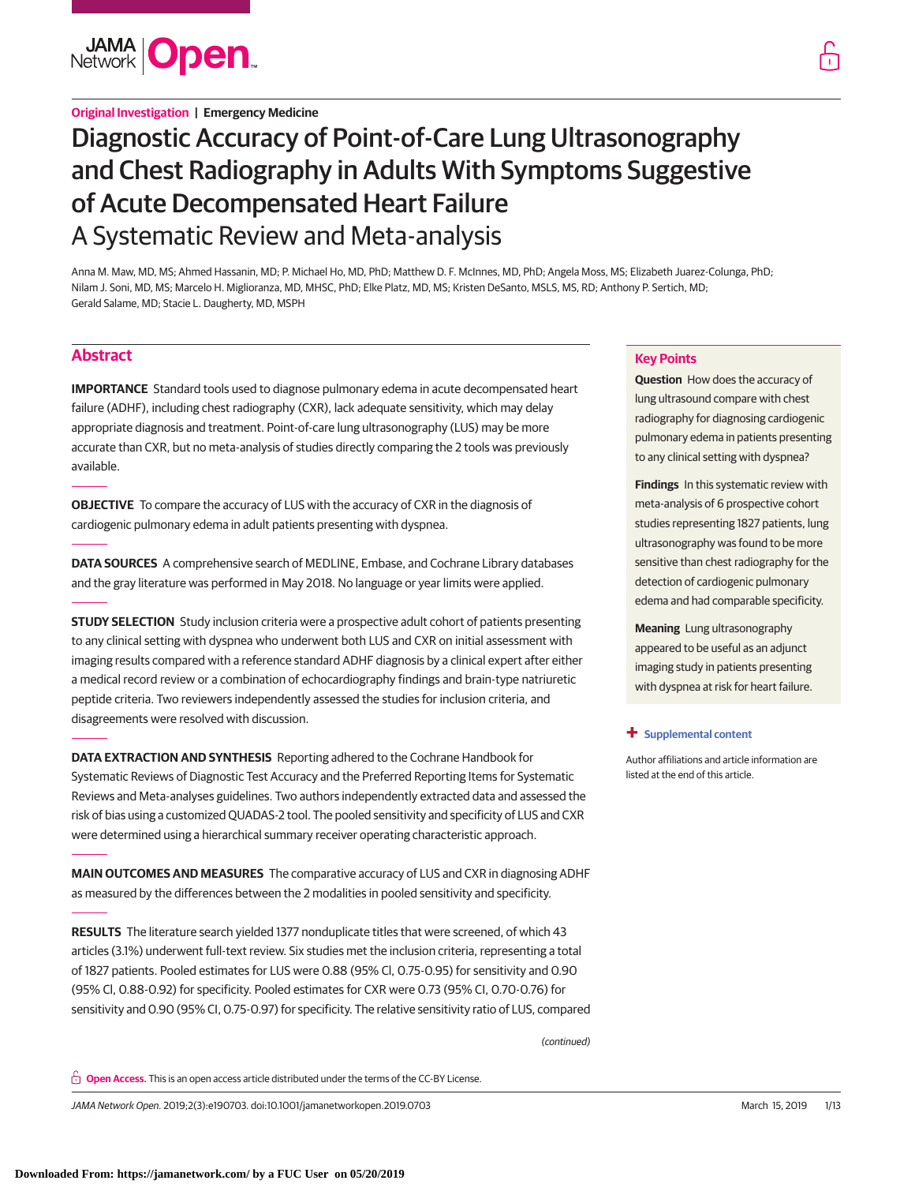**Original Investigation | Emergency Medicine**

# Diagnostic Accuracy of Point-of-Care Lung Ultrasonography and Chest Radiography in Adults With Symptoms Suggestive of Acute Decompensated Heart Failure

## A Systematic Review and Meta-analysis

Anna M. Maw, MD, MS; Ahmed Hassanin, MD; P. Michael Ho, MD, PhD; Matthew D. F. McInnes, MD, PhD; Angela Moss, MS; Elizabeth Juarez-Colunga, PhD; Nilam J. Soni, MD, MS; Marcelo H. Miglioranza, MD, MHSC, PhD; Elke Platz, MD, MS; Kristen DeSanto, MSLS, MS, RD; Anthony P. Sertich, MD; Gerald Salame, MD; Stacie L. Daugherty, MD, MSPH

## Abstract

**IMPORTANCE** Standard tools used to diagnose pulmonary edema in acute decompensated heart failure (ADHF), including chest radiography (CXR), lack adequate sensitivity, which may delay appropriate diagnosis and treatment. Point-of-care lung ultrasonography (LUS) may be more accurate than CXR, but no meta-analysis of studies directly comparing the 2 tools was previously available.

**OBJECTIVE** To compare the accuracy of LUS with the accuracy of CXR in the diagnosis of cardiogenic pulmonary edema in adult patients presenting with dyspnea.

**DATA SOURCES** A comprehensive search of MEDLINE, Embase, and Cochrane Library databases and the gray literature was performed in May 2018. No language or year limits were applied.

**STUDY SELECTION** Study inclusion criteria were a prospective adult cohort of patients presenting to any clinical setting with dyspnea who underwent both LUS and CXR on initial assessment with imaging results compared with a reference standard ADHF diagnosis by a clinical expert after either a medical record review or a combination of echocardiography findings and brain-type natriuretic peptide criteria. Two reviewers independently assessed the studies for inclusion criteria, and disagreements were resolved with discussion.

**DATA EXTRACTION AND SYNTHESIS** Reporting adhered to the Cochrane Handbook for Systematic Reviews of Diagnostic Test Accuracy and the Preferred Reporting Items for Systematic Reviews and Meta-analyses guidelines. Two authors independently extracted data and assessed the risk of bias using a customized QUADAS-2 tool. The pooled sensitivity and specificity of LUS and CXR were determined using a hierarchical summary receiver operating characteristic approach.

**MAIN OUTCOMES AND MEASURES** The comparative accuracy of LUS and CXR in diagnosing ADHF as measured by the differences between the 2 modalities in pooled sensitivity and specificity.

**RESULTS** The literature search yielded 1377 nonduplicate titles that were screened, of which 43 articles (3.1%) underwent full-text review. Six studies met the inclusion criteria, representing a total of 1827 patients. Pooled estimates for LUS were 0.88 (95% CI, 0.75-0.95) for sensitivity and 0.90 (95% CI, 0.88-0.92) for specificity. Pooled estimates for CXR were 0.73 (95% CI, 0.70-0.76) for sensitivity and 0.90 (95% CI, 0.75-0.97) for specificity. The relative sensitivity ratio of LUS, compared

*(continued)*

## Key Points

**Question** How does the accuracy of lung ultrasound compare with chest radiography for diagnosing cardiogenic pulmonary edema in patients presenting to any clinical setting with dyspnea?

**Findings** In this systematic review with meta-analysis of 6 prospective cohort studies representing 1827 patients, lung ultrasonography was found to be more sensitive than chest radiography for the detection of cardiogenic pulmonary edema and had comparable specificity.

**Meaning** Lung ultrasonography appeared to be useful as an adjunct imaging study in patients presenting with dyspnea at risk for heart failure.

**+ Supplemental content**

Author affiliations and article information are listed at the end of this article.

**Open Access.** This is an open access article distributed under the terms of the CC-BY License.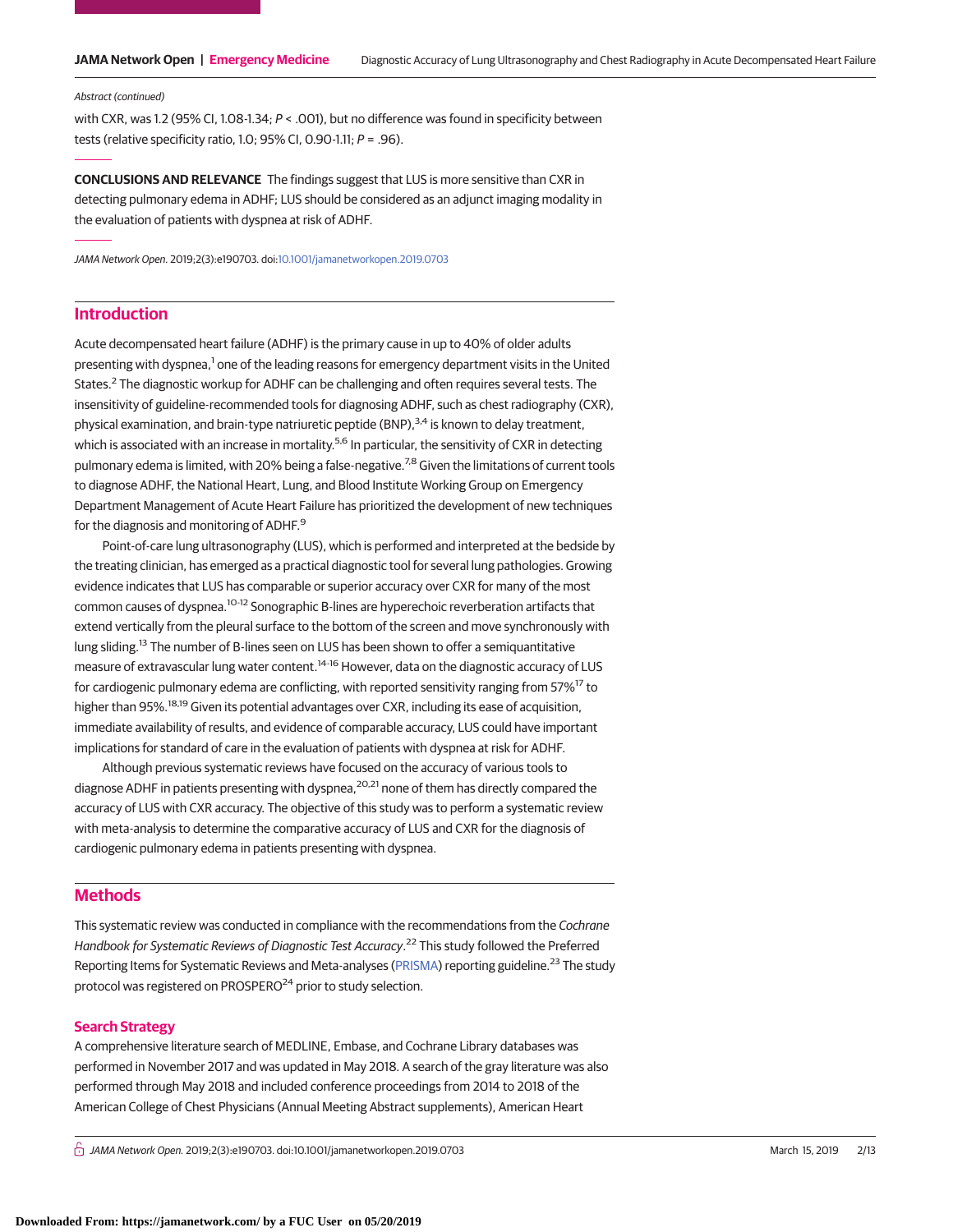*Abstract (continued)*

with CXR, was 1.2 (95% CI, 1.08-1.34; $P < .001$), but no difference was found in specificity between tests (relative specificity ratio, 1.0; 95% CI, 0.90-1.11; $P = .96$).

**CONCLUSIONS AND RELEVANCE** The findings suggest that LUS is more sensitive than CXR in detecting pulmonary edema in ADHF; LUS should be considered as an adjunct imaging modality in the evaluation of patients with dyspnea at risk of ADHF.

*JAMA Network Open.* 2019;2(3):e190703. doi:10.1001/jamanetworkopen.2019.0703

## Introduction

Acute decompensated heart failure (ADHF) is the primary cause in up to 40% of older adults presenting with dyspnea,[1] one of the leading reasons for emergency department visits in the United States.[2] The diagnostic workup for ADHF can be challenging and often requires several tests. The insensitivity of guideline-recommended tools for diagnosing ADHF, such as chest radiography (CXR), physical examination, and brain-type natriuretic peptide (BNP),[3,4] is known to delay treatment, which is associated with an increase in mortality.[5,6] In particular, the sensitivity of CXR in detecting pulmonary edema is limited, with 20% being a false-negative.[7,8] Given the limitations of current tools to diagnose ADHF, the National Heart, Lung, and Blood Institute Working Group on Emergency Department Management of Acute Heart Failure has prioritized the development of new techniques for the diagnosis and monitoring of ADHF.[9]

Point-of-care lung ultrasonography (LUS), which is performed and interpreted at the bedside by the treating clinician, has emerged as a practical diagnostic tool for several lung pathologies. Growing evidence indicates that LUS has comparable or superior accuracy over CXR for many of the most common causes of dyspnea.[10-12] Sonographic B-lines are hyperechoic reverberation artifacts that extend vertically from the pleural surface to the bottom of the screen and move synchronously with lung sliding.[13] The number of B-lines seen on LUS has been shown to offer a semiquantitative measure of extravascular lung water content.[14-16] However, data on the diagnostic accuracy of LUS for cardiogenic pulmonary edema are conflicting, with reported sensitivity ranging from 57%[17] to higher than 95%.[18,19] Given its potential advantages over CXR, including its ease of acquisition, immediate availability of results, and evidence of comparable accuracy, LUS could have important implications for standard of care in the evaluation of patients with dyspnea at risk for ADHF.

Although previous systematic reviews have focused on the accuracy of various tools to diagnose ADHF in patients presenting with dyspnea,[20,21] none of them has directly compared the accuracy of LUS with CXR accuracy. The objective of this study was to perform a systematic review with meta-analysis to determine the comparative accuracy of LUS and CXR for the diagnosis of cardiogenic pulmonary edema in patients presenting with dyspnea.

## Methods

This systematic review was conducted in compliance with the recommendations from the *Cochrane Handbook for Systematic Reviews of Diagnostic Test Accuracy*.[22] This study followed the Preferred Reporting Items for Systematic Reviews and Meta-analyses (PRISMA) reporting guideline.[23] The study protocol was registered on PROSPERO[24] prior to study selection.

### Search Strategy

A comprehensive literature search of MEDLINE, Embase, and Cochrane Library databases was performed in November 2017 and was updated in May 2018. A search of the gray literature was also performed through May 2018 and included conference proceedings from 2014 to 2018 of the American College of Chest Physicians (Annual Meeting Abstract supplements), American Heart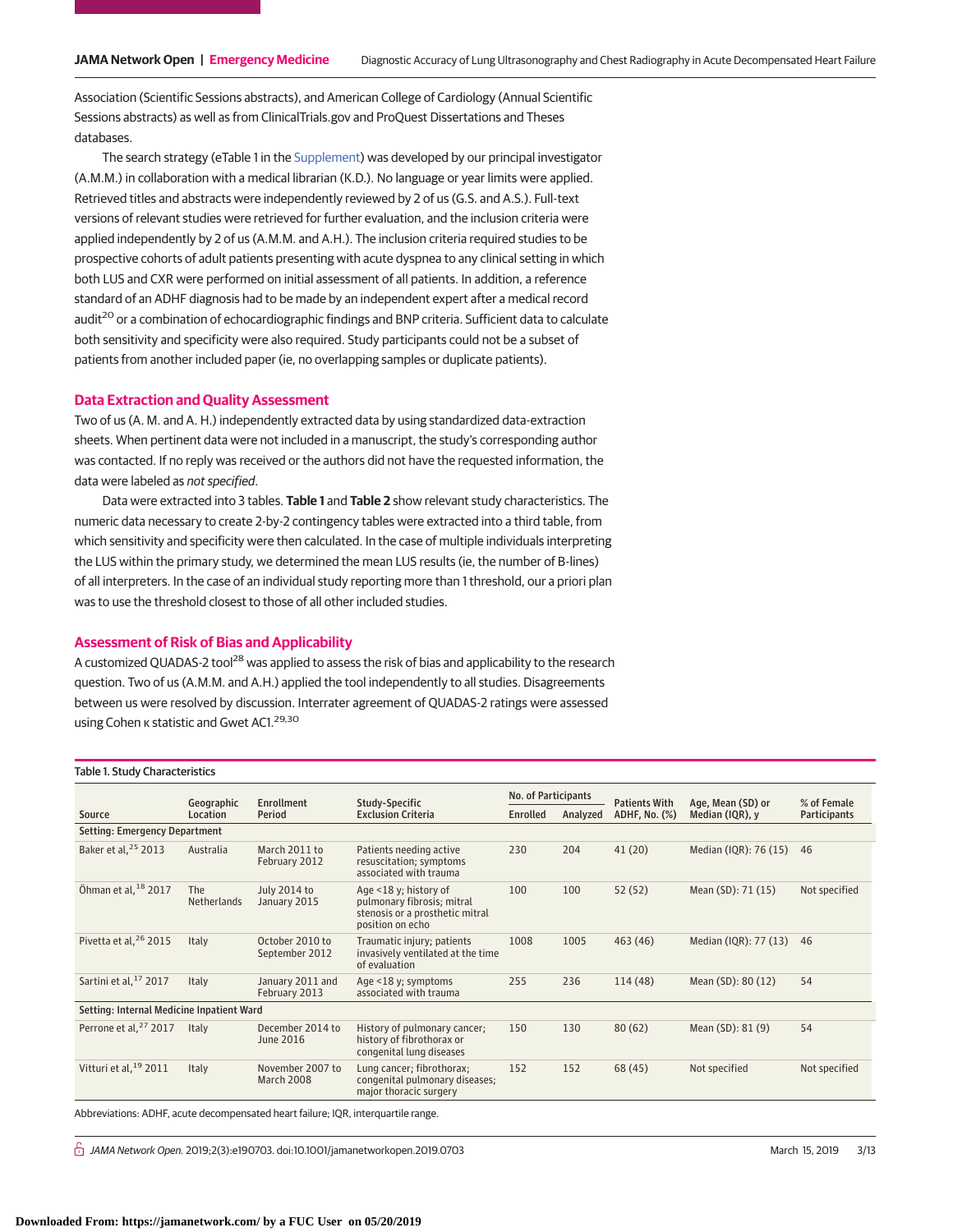Association (Scientific Sessions abstracts), and American College of Cardiology (Annual Scientific Sessions abstracts) as well as from ClinicalTrials.gov and ProQuest Dissertations and Theses databases.

The search strategy (eTable 1 in the Supplement) was developed by our principal investigator (A.M.M.) in collaboration with a medical librarian (K.D.). No language or year limits were applied. Retrieved titles and abstracts were independently reviewed by 2 of us (G.S. and A.S.). Full-text versions of relevant studies were retrieved for further evaluation, and the inclusion criteria were applied independently by 2 of us (A.M.M. and A.H.). The inclusion criteria required studies to be prospective cohorts of adult patients presenting with acute dyspnea to any clinical setting in which both LUS and CXR were performed on initial assessment of all patients. In addition, a reference standard of an ADHF diagnosis had to be made by an independent expert after a medical record audit[20] or a combination of echocardiographic findings and BNP criteria. Sufficient data to calculate both sensitivity and specificity were also required. Study participants could not be a subset of patients from another included paper (ie, no overlapping samples or duplicate patients).

## Data Extraction and Quality Assessment

Two of us (A. M. and A. H.) independently extracted data by using standardized data-extraction sheets. When pertinent data were not included in a manuscript, the study's corresponding author was contacted. If no reply was received or the authors did not have the requested information, the data were labeled as *not specified*.

Data were extracted into 3 tables. **Table 1** and **Table 2** show relevant study characteristics. The numeric data necessary to create 2-by-2 contingency tables were extracted into a third table, from which sensitivity and specificity were then calculated. In the case of multiple individuals interpreting the LUS within the primary study, we determined the mean LUS results (ie, the number of B-lines) of all interpreters. In the case of an individual study reporting more than 1 threshold, our a priori plan was to use the threshold closest to those of all other included studies.

## Assessment of Risk of Bias and Applicability

A customized QUADAS-2 tool[28] was applied to assess the risk of bias and applicability to the research question. Two of us (A.M.M. and A.H.) applied the tool independently to all studies. Disagreements between us were resolved by discussion. Interrater agreement of QUADAS-2 ratings were assessed using Cohen κ statistic and Gwet AC1.[29,30]

Table 1. Study Characteristics

| Source | Geographic Location | Enrollment Period | Study-Specific Exclusion Criteria | No. of Participants | | Patients With ADHF, No. (%) | Age, Mean (SD) or Median (IQR), y | % of Female Participants |
|---|---|---|---|---|---|---|---|---|
| | | | | Enrolled | Analyzed | | | |
| **Setting: Emergency Department** | | | | | | | | |
| Baker et al,[25] 2013 | Australia | March 2011 to February 2012 | Patients needing active resuscitation; symptoms associated with trauma | 230 | 204 | 41 (20) | Median (IQR): 76 (15) | 46 |
| Öhman et al,[18] 2017 | The Netherlands | July 2014 to January 2015 | Age <18 y; history of pulmonary fibrosis; mitral stenosis or a prosthetic mitral position on echo | 100 | 100 | 52 (52) | Mean (SD): 71 (15) | Not specified |
| Pivetta et al,[26] 2015 | Italy | October 2010 to September 2012 | Traumatic injury; patients invasively ventilated at the time of evaluation | 1008 | 1005 | 463 (46) | Median (IQR): 77 (13) | 46 |
| Sartini et al,[17] 2017 | Italy | January 2011 and February 2013 | Age <18 y; symptoms associated with trauma | 255 | 236 | 114 (48) | Mean (SD): 80 (12) | 54 |
| **Setting: Internal Medicine Inpatient Ward** | | | | | | | | |
| Perrone et al,[27] 2017 | Italy | December 2014 to June 2016 | History of pulmonary cancer; history of fibrothorax or congenital lung diseases | 150 | 130 | 80 (62) | Mean (SD): 81 (9) | 54 |
| Vitturi et al,[19] 2011 | Italy | November 2007 to March 2008 | Lung cancer; fibrothorax; congenital pulmonary diseases; major thoracic surgery | 152 | 152 | 68 (45) | Not specified | Not specified |

Abbreviations: ADHF, acute decompensated heart failure; IQR, interquartile range.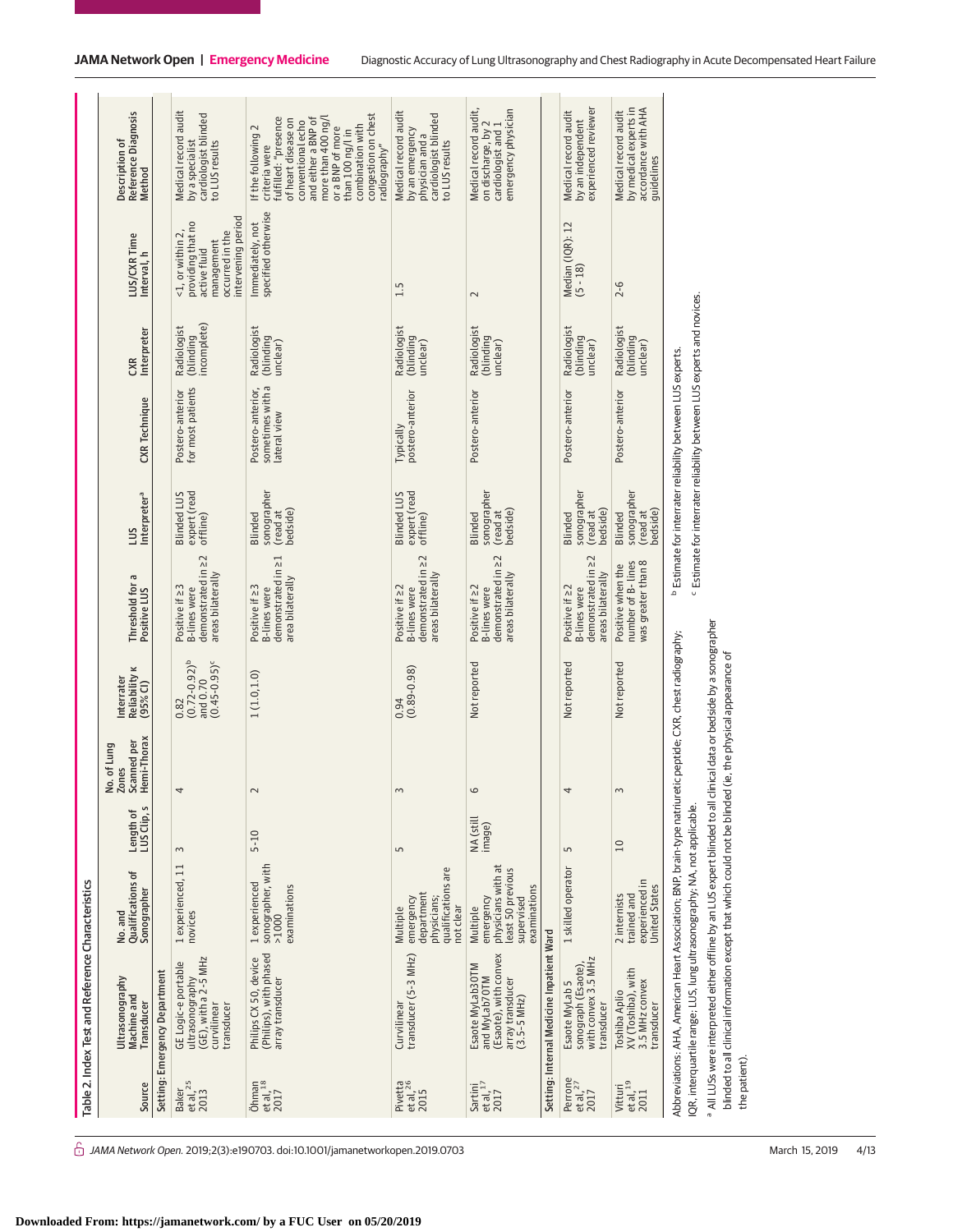Table 2. Index Test and Reference Characteristics

| Source | Ultrasonography Machine and Transducer | No. and Qualifications of Sonographer | Length of LUS Clip, s | No. of Lung Zones Scanned per Hemi-Thorax | Interrater Reliability κ (95% CI) | Threshold for a Positive LUS | LUS Interpreter[a] | CXR Technique | CXR Interpreter | LUS/CXR Time Interval, h | Description of Reference Diagnosis Method |
|---|---|---|---|---|---|---|---|---|---|---|---|
| **Setting: Emergency Department** | | | | | | | | | | | |
| Baker et al,[25] 2013 | GE Logic-e portable ultrasonography (GE), with a 2-5 MHz curvilinear transducer | 1 experienced, 11 novices | 3 | 4 | 0.82 (0.72-0.92)[b] and 0.70 (0.45-0.95)[c] | Positive if ≥3 B-lines were demonstrated in ≥2 areas bilaterally | Blinded LUS expert (read offline) | Postero-anterior for most patients | Radiologist (blinding incomplete) | <1, or within 2, providing that no active fluid management occurred in the intervening period | Medical record audit by a specialist cardiologist blinded to LUS results |
| Öhman et al,[18] 2017 | Philips CX 50, device (Philips), with phased array transducer | 1 experienced sonographer, with >1000 examinations | 5-10 | 2 | 1 (1.0,1.0) | Positive if ≥3 B-lines were demonstrated in ≥1 area bilaterally | Blinded sonographer (read at bedside) | Postero-anterior, sometimes with a lateral view | Radiologist (blinding unclear) | Immediately, not specified otherwise | If the following 2 criteria were fulfilled: "presence of heart disease on conventional echo and either a BNP of more than 400 ng/l or a BNP of more than 100 ng/l in combination with congestion on chest radiography" |
| Pivetta et al,[26] 2015 | Curvilinear transducer (5-3 MHz) | Multiple emergency department physicians; qualifications are not clear | 5 | 3 | 0.94 (0.89-0.98) | Positive if ≥2 B-lines were demonstrated in ≥2 areas bilaterally | Blinded LUS expert (read offline) | Typically postero-anterior | Radiologist (blinding unclear) | 1.5 | Medical record audit by an emergency physician and a cardiologist blinded to LUS results |
| Sartini et al,[17] 2017 | Esaote MyLab30TM and MyLab70TM (Esaote), with convex array transducer (3.5-5 MHz) | Multiple emergency physicians with at least 50 previous supervised examinations | NA (still image) | 6 | Not reported | Positive if ≥2 B-lines were demonstrated in ≥2 areas bilaterally | Blinded sonographer (read at bedside) | Postero-anterior | Radiologist (blinding unclear) | 2 | Medical record audit, on discharge, by 2 cardiologist and 1 emergency physician |
| **Setting: Internal Medicine Inpatient Ward** | | | | | | | | | | | |
| Perrone et al,[27] 2017 | Esaote MyLab 5 sonograph (Esaote), with convex 3.5 MHz transducer | 1 skilled operator | 5 | 4 | Not reported | Positive if ≥2 B-lines were demonstrated in ≥2 areas bilaterally | Blinded sonographer (read at bedside) | Postero-anterior | Radiologist (blinding unclear) | Median (IQR): 12 (5 - 18) | Medical record audit by an independent experienced reviewer |
| Vitturi et al,[19] 2011 | Toshiba Aplio XV (Toshiba), with 3.5 MHz convex transducer | 2 internists trained and experienced in United States | 10 | 3 | Not reported | Positive when the number of B-lines was greater than 8 | Blinded sonographer (read at bedside) | Postero-anterior | Radiologist (blinding unclear) | 2-6 | Medical record audit by medical experts in accordance with AHA guidelines |

Abbreviations: AHA, American Heart Association; BNP, brain-type natriuretic peptide; CXR, chest radiography; IQR, interquartile range; LUS, lung ultrasonography; NA, not applicable.

[a] All LUSs were interpreted either offline by an LUS expert blinded to all clinical data or bedside by a sonographer blinded to all clinical information except that which could not be blinded (ie, the physical appearance of the patient).

[b] Estimate for interrater reliability between LUS experts.

[c] Estimate for interrater reliability between LUS experts and novices.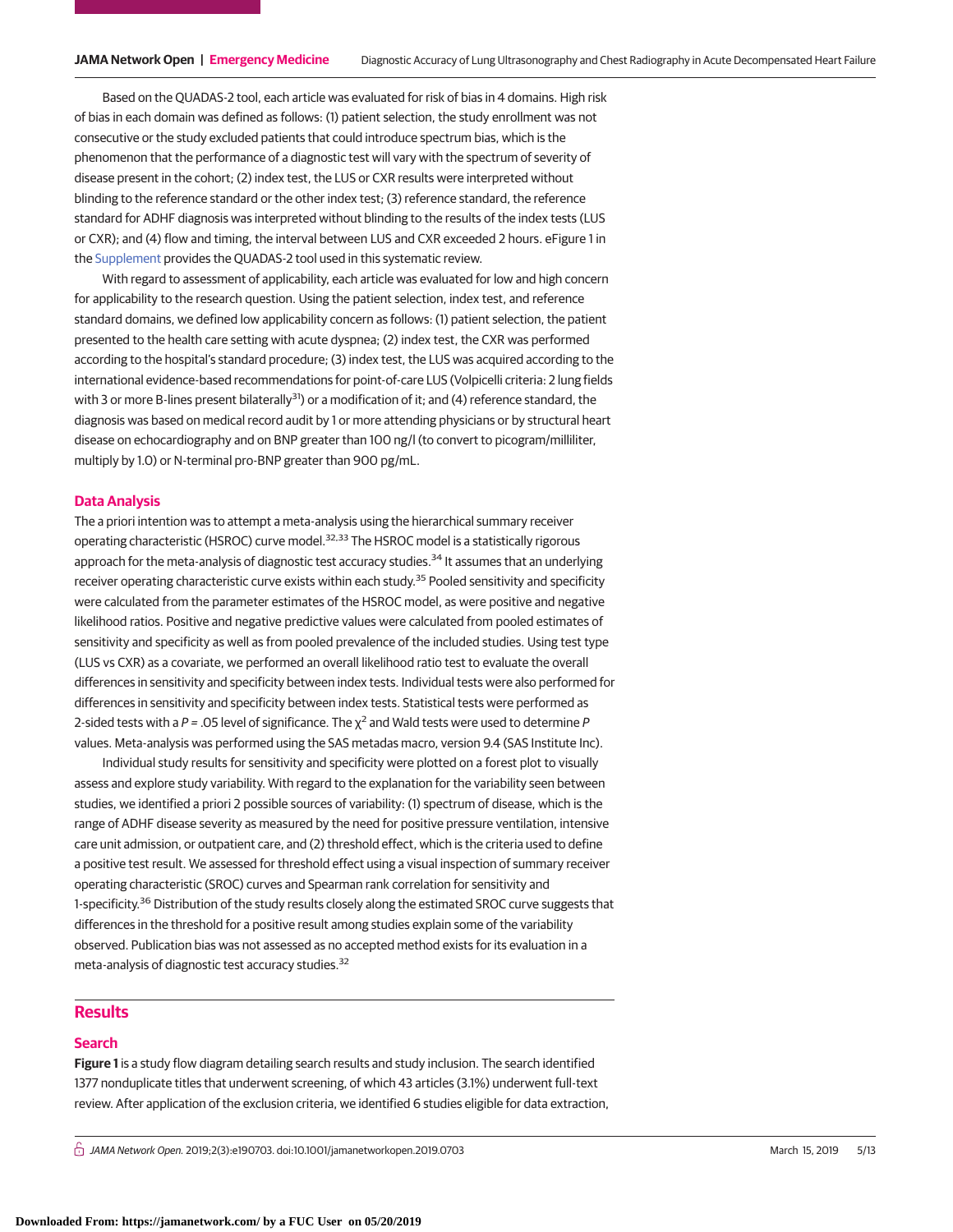Based on the QUADAS-2 tool, each article was evaluated for risk of bias in 4 domains. High risk of bias in each domain was defined as follows: (1) patient selection, the study enrollment was not consecutive or the study excluded patients that could introduce spectrum bias, which is the phenomenon that the performance of a diagnostic test will vary with the spectrum of severity of disease present in the cohort; (2) index test, the LUS or CXR results were interpreted without blinding to the reference standard or the other index test; (3) reference standard, the reference standard for ADHF diagnosis was interpreted without blinding to the results of the index tests (LUS or CXR); and (4) flow and timing, the interval between LUS and CXR exceeded 2 hours. eFigure 1 in the Supplement provides the QUADAS-2 tool used in this systematic review.

With regard to assessment of applicability, each article was evaluated for low and high concern for applicability to the research question. Using the patient selection, index test, and reference standard domains, we defined low applicability concern as follows: (1) patient selection, the patient presented to the health care setting with acute dyspnea; (2) index test, the CXR was performed according to the hospital's standard procedure; (3) index test, the LUS was acquired according to the international evidence-based recommendations for point-of-care LUS (Volpicelli criteria: 2 lung fields with 3 or more B-lines present bilaterally[31]) or a modification of it; and (4) reference standard, the diagnosis was based on medical record audit by 1 or more attending physicians or by structural heart disease on echocardiography and on BNP greater than 100 ng/l (to convert to picogram/milliliter, multiply by 1.0) or N-terminal pro-BNP greater than 900 pg/mL.

## Data Analysis

The a priori intention was to attempt a meta-analysis using the hierarchical summary receiver operating characteristic (HSROC) curve model.[32,33] The HSROC model is a statistically rigorous approach for the meta-analysis of diagnostic test accuracy studies.[34] It assumes that an underlying receiver operating characteristic curve exists within each study.[35] Pooled sensitivity and specificity were calculated from the parameter estimates of the HSROC model, as were positive and negative likelihood ratios. Positive and negative predictive values were calculated from pooled estimates of sensitivity and specificity as well as from pooled prevalence of the included studies. Using test type (LUS vs CXR) as a covariate, we performed an overall likelihood ratio test to evaluate the overall differences in sensitivity and specificity between index tests. Individual tests were also performed for differences in sensitivity and specificity between index tests. Statistical tests were performed as 2-sided tests with a $P = .05$ level of significance. The $\chi^2$ and Wald tests were used to determine $P$ values. Meta-analysis was performed using the SAS metadas macro, version 9.4 (SAS Institute Inc).

Individual study results for sensitivity and specificity were plotted on a forest plot to visually assess and explore study variability. With regard to the explanation for the variability seen between studies, we identified a priori 2 possible sources of variability: (1) spectrum of disease, which is the range of ADHF disease severity as measured by the need for positive pressure ventilation, intensive care unit admission, or outpatient care, and (2) threshold effect, which is the criteria used to define a positive test result. We assessed for threshold effect using a visual inspection of summary receiver operating characteristic (SROC) curves and Spearman rank correlation for sensitivity and 1-specificity.[36] Distribution of the study results closely along the estimated SROC curve suggests that differences in the threshold for a positive result among studies explain some of the variability observed. Publication bias was not assessed as no accepted method exists for its evaluation in a meta-analysis of diagnostic test accuracy studies.[32]

# Results

## Search

**Figure 1** is a study flow diagram detailing search results and study inclusion. The search identified 1377 nonduplicate titles that underwent screening, of which 43 articles (3.1%) underwent full-text review. After application of the exclusion criteria, we identified 6 studies eligible for data extraction,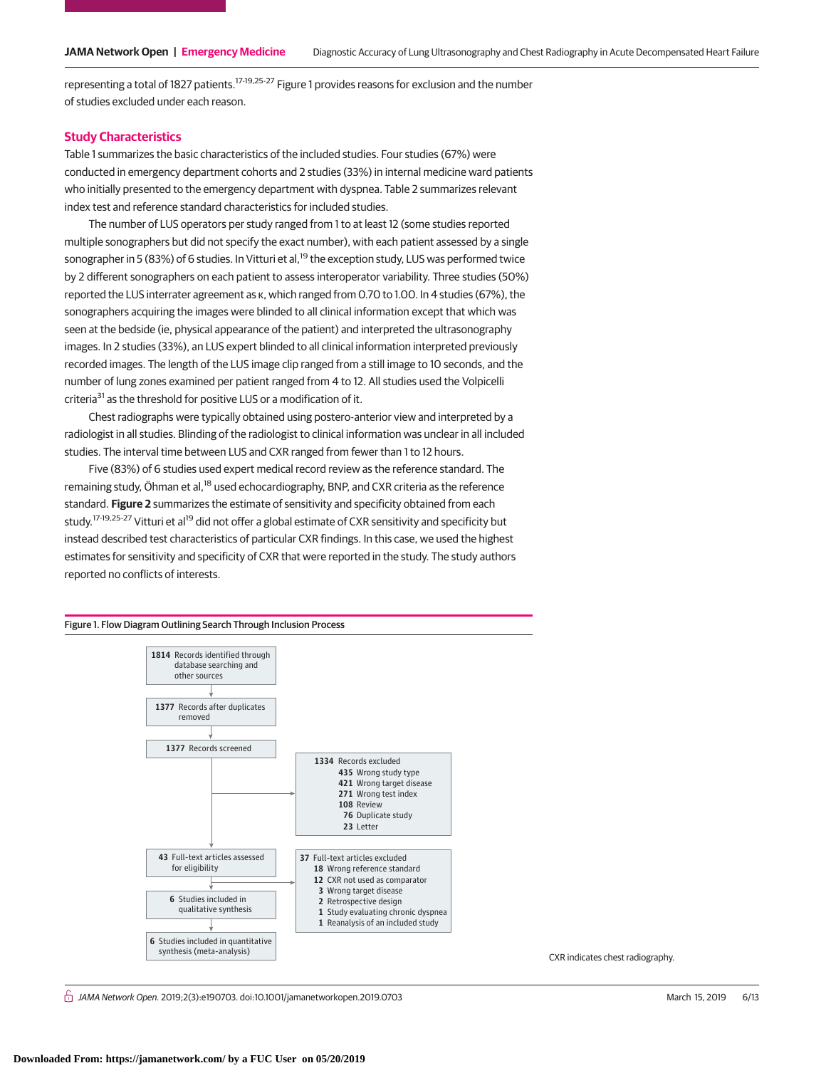representing a total of 1827 patients.[17-19,25-27] Figure 1 provides reasons for exclusion and the number of studies excluded under each reason.

## Study Characteristics

Table 1 summarizes the basic characteristics of the included studies. Four studies (67%) were conducted in emergency department cohorts and 2 studies (33%) in internal medicine ward patients who initially presented to the emergency department with dyspnea. Table 2 summarizes relevant index test and reference standard characteristics for included studies.

The number of LUS operators per study ranged from 1 to at least 12 (some studies reported multiple sonographers but did not specify the exact number), with each patient assessed by a single sonographer in 5 (83%) of 6 studies. In Vitturi et al,[19] the exception study, LUS was performed twice by 2 different sonographers on each patient to assess interoperator variability. Three studies (50%) reported the LUS interrater agreement as κ, which ranged from 0.70 to 1.00. In 4 studies (67%), the sonographers acquiring the images were blinded to all clinical information except that which was seen at the bedside (ie, physical appearance of the patient) and interpreted the ultrasonography images. In 2 studies (33%), an LUS expert blinded to all clinical information interpreted previously recorded images. The length of the LUS image clip ranged from a still image to 10 seconds, and the number of lung zones examined per patient ranged from 4 to 12. All studies used the Volpicelli criteria[31] as the threshold for positive LUS or a modification of it.

Chest radiographs were typically obtained using postero-anterior view and interpreted by a radiologist in all studies. Blinding of the radiologist to clinical information was unclear in all included studies. The interval time between LUS and CXR ranged from fewer than 1 to 12 hours.

Five (83%) of 6 studies used expert medical record review as the reference standard. The remaining study, Öhman et al,[18] used echocardiography, BNP, and CXR criteria as the reference standard. **Figure 2** summarizes the estimate of sensitivity and specificity obtained from each study.[17-19,25-27] Vitturi et al[19] did not offer a global estimate of CXR sensitivity and specificity but instead described test characteristics of particular CXR findings. In this case, we used the highest estimates for sensitivity and specificity of CXR that were reported in the study. The study authors reported no conflicts of interests.

Figure 1. Flow Diagram Outlining Search Through Inclusion Process

- **1814** Records identified through database searching and other sources
- **1377** Records after duplicates removed
- **1377** Records screened
  - **1334** Records excluded
    - **435** Wrong study type
    - **421** Wrong target disease
    - **271** Wrong test index
    - **108** Review
    - **76** Duplicate study
    - **23** Letter
- **43** Full-text articles assessed for eligibility
  - **37** Full-text articles excluded
    - **18** Wrong reference standard
    - **12** CXR not used as comparator
    - **3** Wrong target disease
    - **2** Retrospective design
    - **1** Study evaluating chronic dyspnea
    - **1** Reanalysis of an included study
- **6** Studies included in qualitative synthesis
- **6** Studies included in quantitative synthesis (meta-analysis)

CXR indicates chest radiography.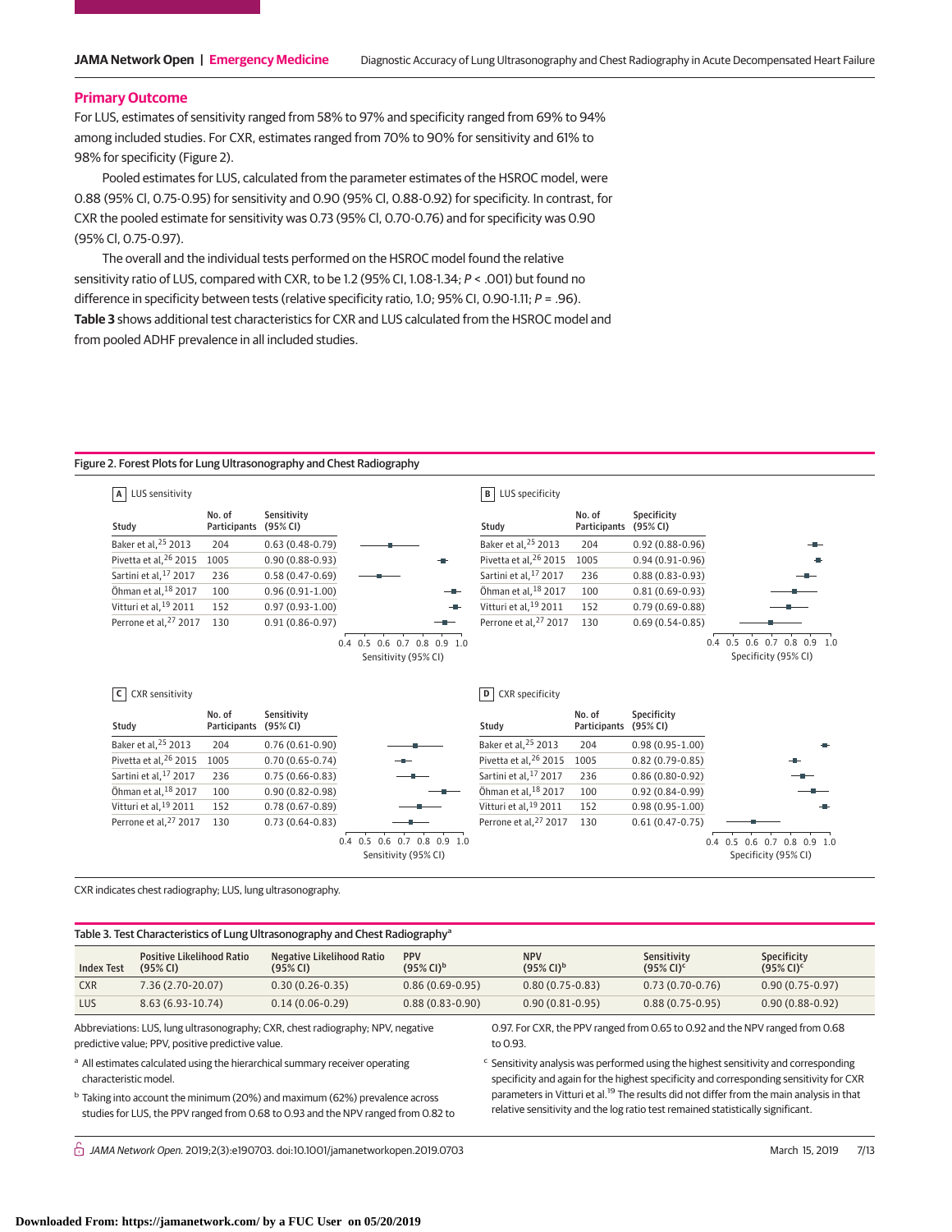## Primary Outcome

For LUS, estimates of sensitivity ranged from 58% to 97% and specificity ranged from 69% to 94% among included studies. For CXR, estimates ranged from 70% to 90% for sensitivity and 61% to 98% for specificity (Figure 2).

Pooled estimates for LUS, calculated from the parameter estimates of the HSROC model, were 0.88 (95% CI, 0.75-0.95) for sensitivity and 0.90 (95% CI, 0.88-0.92) for specificity. In contrast, for CXR the pooled estimate for sensitivity was 0.73 (95% CI, 0.70-0.76) and for specificity was 0.90 (95% CI, 0.75-0.97).

The overall and the individual tests performed on the HSROC model found the relative sensitivity ratio of LUS, compared with CXR, to be 1.2 (95% CI, 1.08-1.34; $P < .001$) but found no difference in specificity between tests (relative specificity ratio, 1.0; 95% CI, 0.90-1.11; $P = .96$). **Table 3** shows additional test characteristics for CXR and LUS calculated from the HSROC model and from pooled ADHF prevalence in all included studies.

Figure 2. Forest Plots for Lung Ultrasonography and Chest Radiography

**A** LUS sensitivity

| Study | No. of Participants | Sensitivity (95% CI) |
|---|---|---|
| Baker et al,[25] 2013 | 204 | 0.63 (0.48-0.79) |
| Pivetta et al,[26] 2015 | 1005 | 0.90 (0.88-0.93) |
| Sartini et al,[17] 2017 | 236 | 0.58 (0.47-0.69) |
| Öhman et al,[18] 2017 | 100 | 0.96 (0.91-1.00) |
| Vitturi et al,[19] 2011 | 152 | 0.97 (0.93-1.00) |
| Perrone et al,[27] 2017 | 130 | 0.91 (0.86-0.97) |

**B** LUS specificity

| Study | No. of Participants | Specificity (95% CI) |
|---|---|---|
| Baker et al,[25] 2013 | 204 | 0.92 (0.88-0.96) |
| Pivetta et al,[26] 2015 | 1005 | 0.94 (0.91-0.96) |
| Sartini et al,[17] 2017 | 236 | 0.88 (0.83-0.93) |
| Öhman et al,[18] 2017 | 100 | 0.81 (0.69-0.93) |
| Vitturi et al,[19] 2011 | 152 | 0.79 (0.69-0.88) |
| Perrone et al,[27] 2017 | 130 | 0.69 (0.54-0.85) |

**C** CXR sensitivity

| Study | No. of Participants | Sensitivity (95% CI) |
|---|---|---|
| Baker et al,[25] 2013 | 204 | 0.76 (0.61-0.90) |
| Pivetta et al,[26] 2015 | 1005 | 0.70 (0.65-0.74) |
| Sartini et al,[17] 2017 | 236 | 0.75 (0.66-0.83) |
| Öhman et al,[18] 2017 | 100 | 0.90 (0.82-0.98) |
| Vitturi et al,[19] 2011 | 152 | 0.78 (0.67-0.89) |
| Perrone et al,[27] 2017 | 130 | 0.73 (0.64-0.83) |

**D** CXR specificity

| Study | No. of Participants | Specificity (95% CI) |
|---|---|---|
| Baker et al,[25] 2013 | 204 | 0.98 (0.95-1.00) |
| Pivetta et al,[26] 2015 | 1005 | 0.82 (0.79-0.85) |
| Sartini et al,[17] 2017 | 236 | 0.86 (0.80-0.92) |
| Öhman et al,[18] 2017 | 100 | 0.92 (0.84-0.99) |
| Vitturi et al,[19] 2011 | 152 | 0.98 (0.95-1.00) |
| Perrone et al,[27] 2017 | 130 | 0.61 (0.47-0.75) |

CXR indicates chest radiography; LUS, lung ultrasonography.

Table 3. Test Characteristics of Lung Ultrasonography and Chest Radiography[a]

| Index Test | Positive Likelihood Ratio (95% CI) | Negative Likelihood Ratio (95% CI) | PPV (95% CI)[b] | NPV (95% CI)[b] | Sensitivity (95% CI)[c] | Specificity (95% CI)[c] |
|---|---|---|---|---|---|---|
| CXR | 7.36 (2.70-20.07) | 0.30 (0.26-0.35) | 0.86 (0.69-0.95) | 0.80 (0.75-0.83) | 0.73 (0.70-0.76) | 0.90 (0.75-0.97) |
| LUS | 8.63 (6.93-10.74) | 0.14 (0.06-0.29) | 0.88 (0.83-0.90) | 0.90 (0.81-0.95) | 0.88 (0.75-0.95) | 0.90 (0.88-0.92) |

Abbreviations: LUS, lung ultrasonography; CXR, chest radiography; NPV, negative predictive value; PPV, positive predictive value.

[a] All estimates calculated using the hierarchical summary receiver operating characteristic model.

[b] Taking into account the minimum (20%) and maximum (62%) prevalence across studies for LUS, the PPV ranged from 0.68 to 0.93 and the NPV ranged from 0.82 to 0.97. For CXR, the PPV ranged from 0.65 to 0.92 and the NPV ranged from 0.68 to 0.93.

[c] Sensitivity analysis was performed using the highest sensitivity and corresponding specificity and again for the highest specificity and corresponding sensitivity for CXR parameters in Vitturi et al.[19] The results did not differ from the main analysis in that relative sensitivity and the log ratio test remained statistically significant.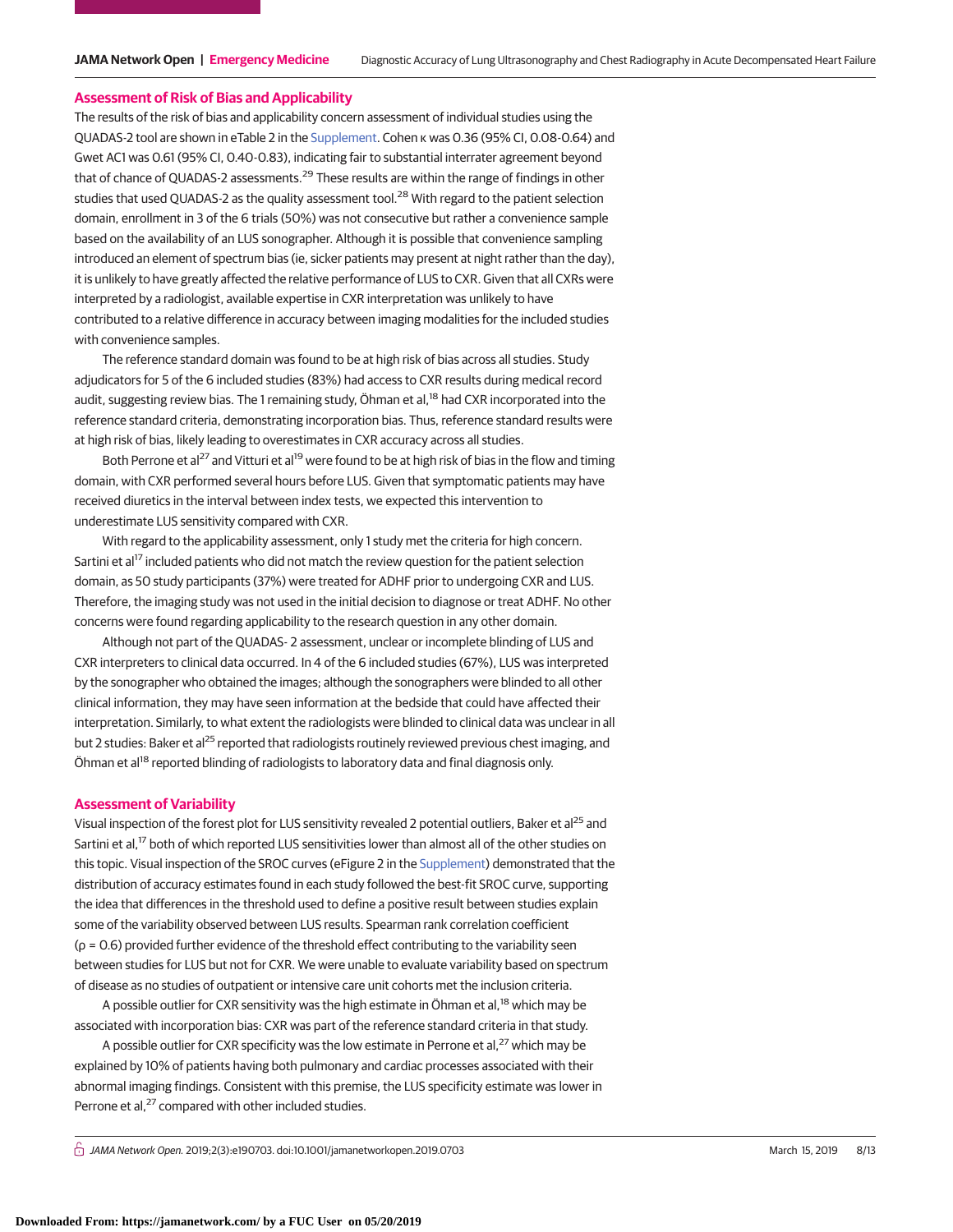## Assessment of Risk of Bias and Applicability

The results of the risk of bias and applicability concern assessment of individual studies using the QUADAS-2 tool are shown in eTable 2 in the Supplement. Cohen κ was 0.36 (95% CI, 0.08-0.64) and Gwet AC1 was 0.61 (95% CI, 0.40-0.83), indicating fair to substantial interrater agreement beyond that of chance of QUADAS-2 assessments.[29] These results are within the range of findings in other studies that used QUADAS-2 as the quality assessment tool.[28] With regard to the patient selection domain, enrollment in 3 of the 6 trials (50%) was not consecutive but rather a convenience sample based on the availability of an LUS sonographer. Although it is possible that convenience sampling introduced an element of spectrum bias (ie, sicker patients may present at night rather than the day), it is unlikely to have greatly affected the relative performance of LUS to CXR. Given that all CXRs were interpreted by a radiologist, available expertise in CXR interpretation was unlikely to have contributed to a relative difference in accuracy between imaging modalities for the included studies with convenience samples.

The reference standard domain was found to be at high risk of bias across all studies. Study adjudicators for 5 of the 6 included studies (83%) had access to CXR results during medical record audit, suggesting review bias. The 1 remaining study, Öhman et al,[18] had CXR incorporated into the reference standard criteria, demonstrating incorporation bias. Thus, reference standard results were at high risk of bias, likely leading to overestimates in CXR accuracy across all studies.

Both Perrone et al[27] and Vitturi et al[19] were found to be at high risk of bias in the flow and timing domain, with CXR performed several hours before LUS. Given that symptomatic patients may have received diuretics in the interval between index tests, we expected this intervention to underestimate LUS sensitivity compared with CXR.

With regard to the applicability assessment, only 1 study met the criteria for high concern. Sartini et al[17] included patients who did not match the review question for the patient selection domain, as 50 study participants (37%) were treated for ADHF prior to undergoing CXR and LUS. Therefore, the imaging study was not used in the initial decision to diagnose or treat ADHF. No other concerns were found regarding applicability to the research question in any other domain.

Although not part of the QUADAS- 2 assessment, unclear or incomplete blinding of LUS and CXR interpreters to clinical data occurred. In 4 of the 6 included studies (67%), LUS was interpreted by the sonographer who obtained the images; although the sonographers were blinded to all other clinical information, they may have seen information at the bedside that could have affected their interpretation. Similarly, to what extent the radiologists were blinded to clinical data was unclear in all but 2 studies: Baker et al[25] reported that radiologists routinely reviewed previous chest imaging, and Öhman et al[18] reported blinding of radiologists to laboratory data and final diagnosis only.

## Assessment of Variability

Visual inspection of the forest plot for LUS sensitivity revealed 2 potential outliers, Baker et al[25] and Sartini et al,[17] both of which reported LUS sensitivities lower than almost all of the other studies on this topic. Visual inspection of the SROC curves (eFigure 2 in the Supplement) demonstrated that the distribution of accuracy estimates found in each study followed the best-fit SROC curve, supporting the idea that differences in the threshold used to define a positive result between studies explain some of the variability observed between LUS results. Spearman rank correlation coefficient ($\rho$ = 0.6) provided further evidence of the threshold effect contributing to the variability seen between studies for LUS but not for CXR. We were unable to evaluate variability based on spectrum of disease as no studies of outpatient or intensive care unit cohorts met the inclusion criteria.

A possible outlier for CXR sensitivity was the high estimate in Öhman et al,[18] which may be associated with incorporation bias: CXR was part of the reference standard criteria in that study.

A possible outlier for CXR specificity was the low estimate in Perrone et al,[27] which may be explained by 10% of patients having both pulmonary and cardiac processes associated with their abnormal imaging findings. Consistent with this premise, the LUS specificity estimate was lower in Perrone et al,[27] compared with other included studies.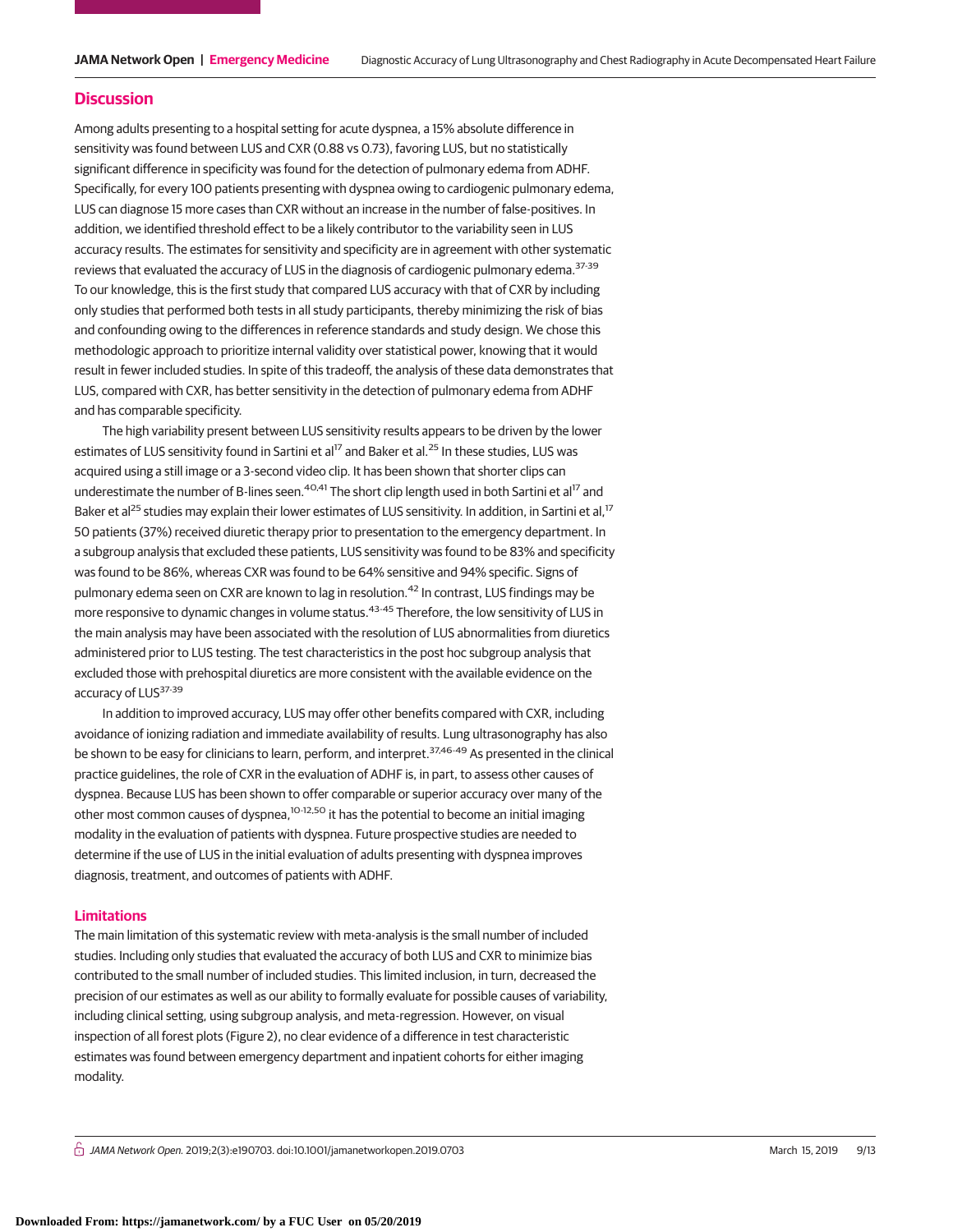## Discussion

Among adults presenting to a hospital setting for acute dyspnea, a 15% absolute difference in sensitivity was found between LUS and CXR (0.88 vs 0.73), favoring LUS, but no statistically significant difference in specificity was found for the detection of pulmonary edema from ADHF. Specifically, for every 100 patients presenting with dyspnea owing to cardiogenic pulmonary edema, LUS can diagnose 15 more cases than CXR without an increase in the number of false-positives. In addition, we identified threshold effect to be a likely contributor to the variability seen in LUS accuracy results. The estimates for sensitivity and specificity are in agreement with other systematic reviews that evaluated the accuracy of LUS in the diagnosis of cardiogenic pulmonary edema.[37-39] To our knowledge, this is the first study that compared LUS accuracy with that of CXR by including only studies that performed both tests in all study participants, thereby minimizing the risk of bias and confounding owing to the differences in reference standards and study design. We chose this methodologic approach to prioritize internal validity over statistical power, knowing that it would result in fewer included studies. In spite of this tradeoff, the analysis of these data demonstrates that LUS, compared with CXR, has better sensitivity in the detection of pulmonary edema from ADHF and has comparable specificity.

The high variability present between LUS sensitivity results appears to be driven by the lower estimates of LUS sensitivity found in Sartini et al[17] and Baker et al.[25] In these studies, LUS was acquired using a still image or a 3-second video clip. It has been shown that shorter clips can underestimate the number of B-lines seen.[40,41] The short clip length used in both Sartini et al[17] and Baker et al[25] studies may explain their lower estimates of LUS sensitivity. In addition, in Sartini et al,[17] 50 patients (37%) received diuretic therapy prior to presentation to the emergency department. In a subgroup analysis that excluded these patients, LUS sensitivity was found to be 83% and specificity was found to be 86%, whereas CXR was found to be 64% sensitive and 94% specific. Signs of pulmonary edema seen on CXR are known to lag in resolution.[42] In contrast, LUS findings may be more responsive to dynamic changes in volume status.[43-45] Therefore, the low sensitivity of LUS in the main analysis may have been associated with the resolution of LUS abnormalities from diuretics administered prior to LUS testing. The test characteristics in the post hoc subgroup analysis that excluded those with prehospital diuretics are more consistent with the available evidence on the accuracy of LUS[37-39]

In addition to improved accuracy, LUS may offer other benefits compared with CXR, including avoidance of ionizing radiation and immediate availability of results. Lung ultrasonography has also be shown to be easy for clinicians to learn, perform, and interpret.[37,46-49] As presented in the clinical practice guidelines, the role of CXR in the evaluation of ADHF is, in part, to assess other causes of dyspnea. Because LUS has been shown to offer comparable or superior accuracy over many of the other most common causes of dyspnea,[10-12,50] it has the potential to become an initial imaging modality in the evaluation of patients with dyspnea. Future prospective studies are needed to determine if the use of LUS in the initial evaluation of adults presenting with dyspnea improves diagnosis, treatment, and outcomes of patients with ADHF.

### Limitations

The main limitation of this systematic review with meta-analysis is the small number of included studies. Including only studies that evaluated the accuracy of both LUS and CXR to minimize bias contributed to the small number of included studies. This limited inclusion, in turn, decreased the precision of our estimates as well as our ability to formally evaluate for possible causes of variability, including clinical setting, using subgroup analysis, and meta-regression. However, on visual inspection of all forest plots (Figure 2), no clear evidence of a difference in test characteristic estimates was found between emergency department and inpatient cohorts for either imaging modality.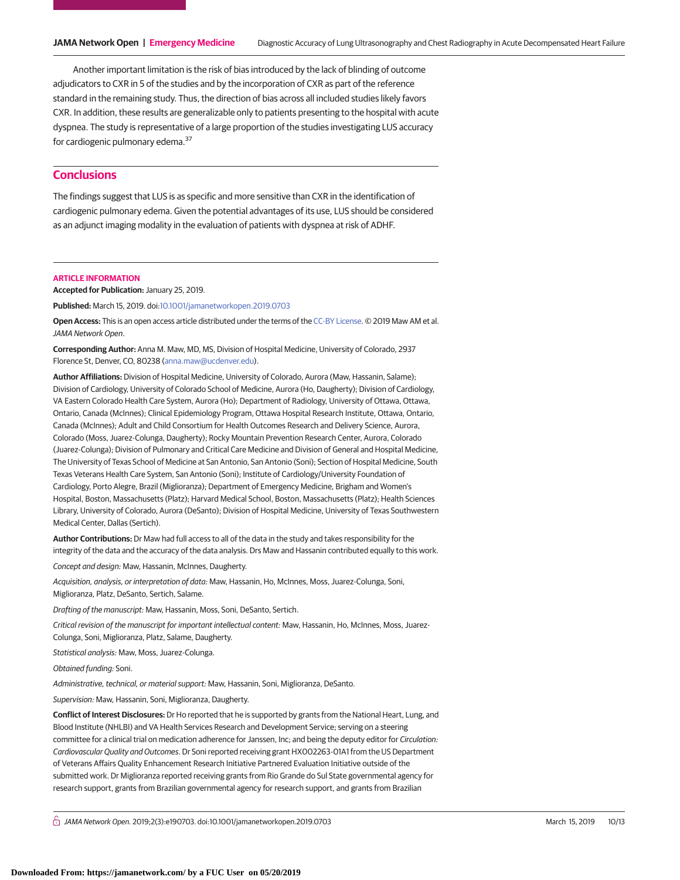Another important limitation is the risk of bias introduced by the lack of blinding of outcome adjudicators to CXR in 5 of the studies and by the incorporation of CXR as part of the reference standard in the remaining study. Thus, the direction of bias across all included studies likely favors CXR. In addition, these results are generalizable only to patients presenting to the hospital with acute dyspnea. The study is representative of a large proportion of the studies investigating LUS accuracy for cardiogenic pulmonary edema.[37]

## Conclusions

The findings suggest that LUS is as specific and more sensitive than CXR in the identification of cardiogenic pulmonary edema. Given the potential advantages of its use, LUS should be considered as an adjunct imaging modality in the evaluation of patients with dyspnea at risk of ADHF.

### ARTICLE INFORMATION

**Accepted for Publication:** January 25, 2019.

**Published:** March 15, 2019. doi:10.1001/jamanetworkopen.2019.0703

**Open Access:** This is an open access article distributed under the terms of the CC-BY License. © 2019 Maw AM et al. *JAMA Network Open*.

**Corresponding Author:** Anna M. Maw, MD, MS, Division of Hospital Medicine, University of Colorado, 2937 Florence St, Denver, CO, 80238 (anna.maw@ucdenver.edu).

**Author Affiliations:** Division of Hospital Medicine, University of Colorado, Aurora (Maw, Hassanin, Salame); Division of Cardiology, University of Colorado School of Medicine, Aurora (Ho, Daugherty); Division of Cardiology, VA Eastern Colorado Health Care System, Aurora (Ho); Department of Radiology, University of Ottawa, Ottawa, Ontario, Canada (McInnes); Clinical Epidemiology Program, Ottawa Hospital Research Institute, Ottawa, Ontario, Canada (McInnes); Adult and Child Consortium for Health Outcomes Research and Delivery Science, Aurora, Colorado (Moss, Juarez-Colunga, Daugherty); Rocky Mountain Prevention Research Center, Aurora, Colorado (Juarez-Colunga); Division of Pulmonary and Critical Care Medicine and Division of General and Hospital Medicine, The University of Texas School of Medicine at San Antonio, San Antonio (Soni); Section of Hospital Medicine, South Texas Veterans Health Care System, San Antonio (Soni); Institute of Cardiology/University Foundation of Cardiology, Porto Alegre, Brazil (Miglioranza); Department of Emergency Medicine, Brigham and Women's Hospital, Boston, Massachusetts (Platz); Harvard Medical School, Boston, Massachusetts (Platz); Health Sciences Library, University of Colorado, Aurora (DeSanto); Division of Hospital Medicine, University of Texas Southwestern Medical Center, Dallas (Sertich).

**Author Contributions:** Dr Maw had full access to all of the data in the study and takes responsibility for the integrity of the data and the accuracy of the data analysis. Drs Maw and Hassanin contributed equally to this work.

*Concept and design:* Maw, Hassanin, McInnes, Daugherty.

*Acquisition, analysis, or interpretation of data:* Maw, Hassanin, Ho, McInnes, Moss, Juarez-Colunga, Soni, Miglioranza, Platz, DeSanto, Sertich, Salame.

*Drafting of the manuscript:* Maw, Hassanin, Moss, Soni, DeSanto, Sertich.

*Critical revision of the manuscript for important intellectual content:* Maw, Hassanin, Ho, McInnes, Moss, Juarez-Colunga, Soni, Miglioranza, Platz, Salame, Daugherty.

*Statistical analysis:* Maw, Moss, Juarez-Colunga.

*Obtained funding:* Soni.

*Administrative, technical, or material support:* Maw, Hassanin, Soni, Miglioranza, DeSanto.

*Supervision:* Maw, Hassanin, Soni, Miglioranza, Daugherty.

**Conflict of Interest Disclosures:** Dr Ho reported that he is supported by grants from the National Heart, Lung, and Blood Institute (NHLBI) and VA Health Services Research and Development Service; serving on a steering committee for a clinical trial on medication adherence for Janssen, Inc; and being the deputy editor for *Circulation: Cardiovascular Quality and Outcomes*. Dr Soni reported receiving grant HX002263-01A1 from the US Department of Veterans Affairs Quality Enhancement Research Initiative Partnered Evaluation Initiative outside of the submitted work. Dr Miglioranza reported receiving grants from Rio Grande do Sul State governmental agency for research support, grants from Brazilian governmental agency for research support, and grants from Brazilian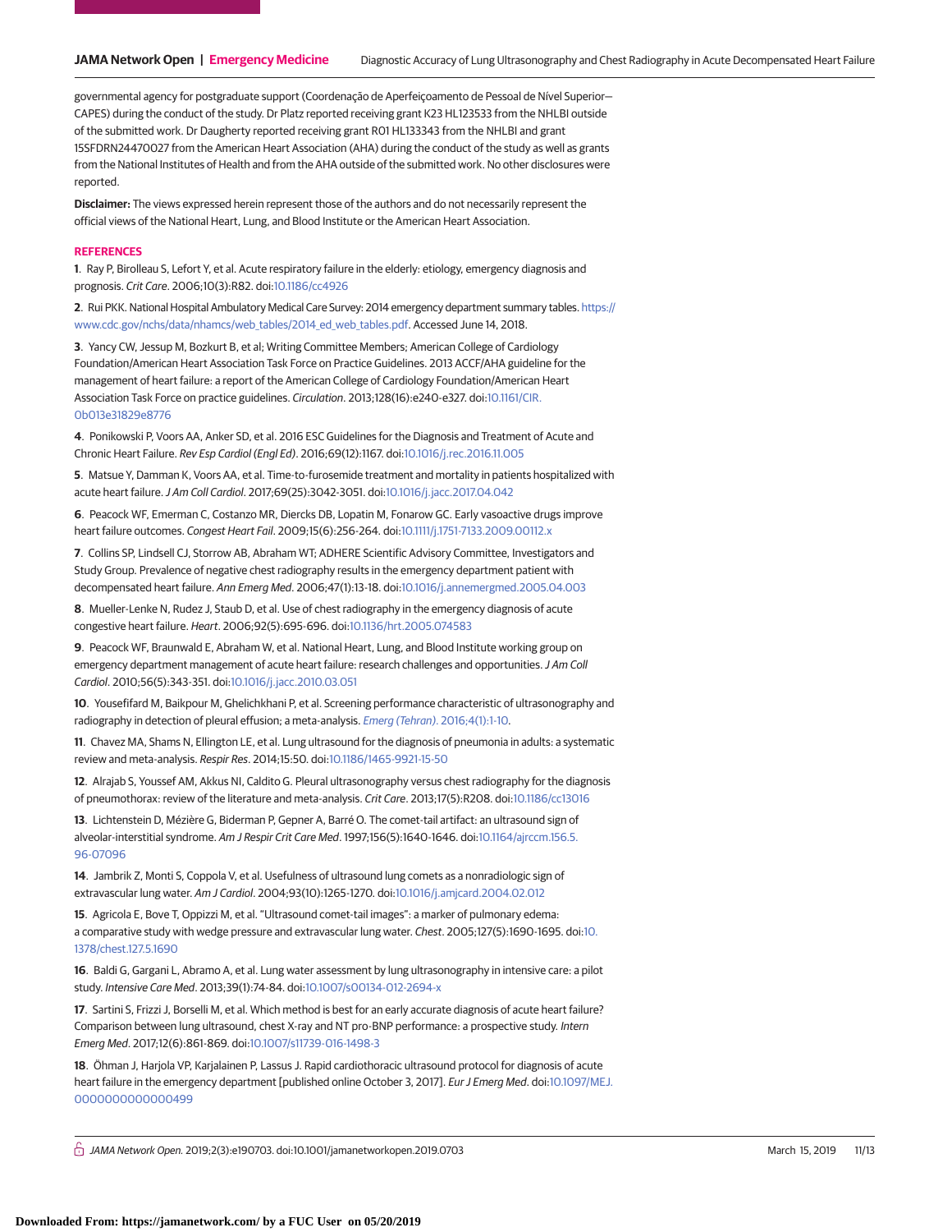governmental agency for postgraduate support (Coordenação de Aperfeiçoamento de Pessoal de Nível Superior—CAPES) during the conduct of the study. Dr Platz reported receiving grant K23 HL123533 from the NHLBI outside of the submitted work. Dr Daugherty reported receiving grant R01 HL133343 from the NHLBI and grant 15SFDRN24470027 from the American Heart Association (AHA) during the conduct of the study as well as grants from the National Institutes of Health and from the AHA outside of the submitted work. No other disclosures were reported.

**Disclaimer:** The views expressed herein represent those of the authors and do not necessarily represent the official views of the National Heart, Lung, and Blood Institute or the American Heart Association.

## REFERENCES

1. Ray P, Birolleau S, Lefort Y, et al. Acute respiratory failure in the elderly: etiology, emergency diagnosis and prognosis. *Crit Care*. 2006;10(3):R82. doi:10.1186/cc4926

2. Rui PKK. National Hospital Ambulatory Medical Care Survey: 2014 emergency department summary tables. https://www.cdc.gov/nchs/data/nhamcs/web_tables/2014_ed_web_tables.pdf. Accessed June 14, 2018.

3. Yancy CW, Jessup M, Bozkurt B, et al; Writing Committee Members; American College of Cardiology Foundation/American Heart Association Task Force on Practice Guidelines. 2013 ACCF/AHA guideline for the management of heart failure: a report of the American College of Cardiology Foundation/American Heart Association Task Force on practice guidelines. *Circulation*. 2013;128(16):e240-e327. doi:10.1161/CIR.0b013e31829e8776

4. Ponikowski P, Voors AA, Anker SD, et al. 2016 ESC Guidelines for the Diagnosis and Treatment of Acute and Chronic Heart Failure. *Rev Esp Cardiol (Engl Ed)*. 2016;69(12):1167. doi:10.1016/j.rec.2016.11.005

5. Matsue Y, Damman K, Voors AA, et al. Time-to-furosemide treatment and mortality in patients hospitalized with acute heart failure. *J Am Coll Cardiol*. 2017;69(25):3042-3051. doi:10.1016/j.jacc.2017.04.042

6. Peacock WF, Emerman C, Costanzo MR, Diercks DB, Lopatin M, Fonarow GC. Early vasoactive drugs improve heart failure outcomes. *Congest Heart Fail*. 2009;15(6):256-264. doi:10.1111/j.1751-7133.2009.00112.x

7. Collins SP, Lindsell CJ, Storrow AB, Abraham WT; ADHERE Scientific Advisory Committee, Investigators and Study Group. Prevalence of negative chest radiography results in the emergency department patient with decompensated heart failure. *Ann Emerg Med*. 2006;47(1):13-18. doi:10.1016/j.annemergmed.2005.04.003

8. Mueller-Lenke N, Rudez J, Staub D, et al. Use of chest radiography in the emergency diagnosis of acute congestive heart failure. *Heart*. 2006;92(5):695-696. doi:10.1136/hrt.2005.074583

9. Peacock WF, Braunwald E, Abraham W, et al. National Heart, Lung, and Blood Institute working group on emergency department management of acute heart failure: research challenges and opportunities. *J Am Coll Cardiol*. 2010;56(5):343-351. doi:10.1016/j.jacc.2010.03.051

10. Yousefifard M, Baikpour M, Ghelichkhani P, et al. Screening performance characteristic of ultrasonography and radiography in detection of pleural effusion; a meta-analysis. *Emerg (Tehran)*. 2016;4(1):1-10.

11. Chavez MA, Shams N, Ellington LE, et al. Lung ultrasound for the diagnosis of pneumonia in adults: a systematic review and meta-analysis. *Respir Res*. 2014;15:50. doi:10.1186/1465-9921-15-50

12. Alrajab S, Youssef AM, Akkus NI, Caldito G. Pleural ultrasonography versus chest radiography for the diagnosis of pneumothorax: review of the literature and meta-analysis. *Crit Care*. 2013;17(5):R208. doi:10.1186/cc13016

13. Lichtenstein D, Mézière G, Biderman P, Gepner A, Barré O. The comet-tail artifact: an ultrasound sign of alveolar-interstitial syndrome. *Am J Respir Crit Care Med*. 1997;156(5):1640-1646. doi:10.1164/ajrccm.156.5.96-07096

14. Jambrik Z, Monti S, Coppola V, et al. Usefulness of ultrasound lung comets as a nonradiologic sign of extravascular lung water. *Am J Cardiol*. 2004;93(10):1265-1270. doi:10.1016/j.amjcard.2004.02.012

15. Agricola E, Bove T, Oppizzi M, et al. "Ultrasound comet-tail images": a marker of pulmonary edema: a comparative study with wedge pressure and extravascular lung water. *Chest*. 2005;127(5):1690-1695. doi:10.1378/chest.127.5.1690

16. Baldi G, Gargani L, Abramo A, et al. Lung water assessment by lung ultrasonography in intensive care: a pilot study. *Intensive Care Med*. 2013;39(1):74-84. doi:10.1007/s00134-012-2694-x

17. Sartini S, Frizzi J, Borselli M, et al. Which method is best for an early accurate diagnosis of acute heart failure? Comparison between lung ultrasound, chest X-ray and NT pro-BNP performance: a prospective study. *Intern Emerg Med*. 2017;12(6):861-869. doi:10.1007/s11739-016-1498-3

18. Öhman J, Harjola VP, Karjalainen P, Lassus J. Rapid cardiothoracic ultrasound protocol for diagnosis of acute heart failure in the emergency department [published online October 3, 2017]. *Eur J Emerg Med*. doi:10.1097/MEJ.0000000000000499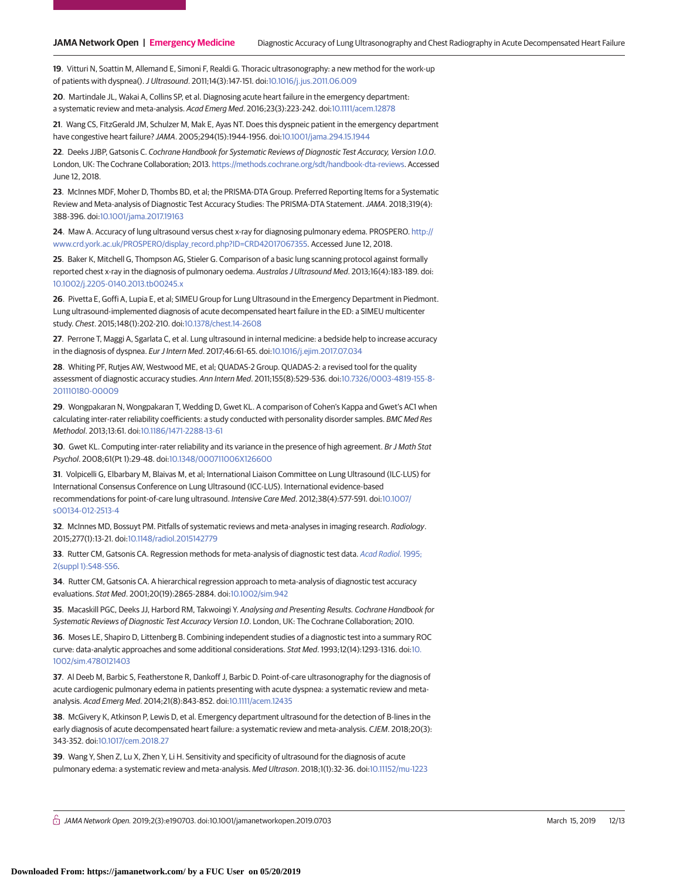**19**. Vitturi N, Soattin M, Allemand E, Simoni F, Realdi G. Thoracic ultrasonography: a new method for the work-up of patients with dyspnea(). *J Ultrasound*. 2011;14(3):147-151. doi:10.1016/j.jus.2011.06.009

**20**. Martindale JL, Wakai A, Collins SP, et al. Diagnosing acute heart failure in the emergency department: a systematic review and meta-analysis. *Acad Emerg Med*. 2016;23(3):223-242. doi:10.1111/acem.12878

**21**. Wang CS, FitzGerald JM, Schulzer M, Mak E, Ayas NT. Does this dyspneic patient in the emergency department have congestive heart failure? *JAMA*. 2005;294(15):1944-1956. doi:10.1001/jama.294.15.1944

**22**. Deeks JJBP, Gatsonis C. *Cochrane Handbook for Systematic Reviews of Diagnostic Test Accuracy, Version 1.0.0*. London, UK: The Cochrane Collaboration; 2013. https://methods.cochrane.org/sdt/handbook-dta-reviews. Accessed June 12, 2018.

**23**. McInnes MDF, Moher D, Thombs BD, et al; the PRISMA-DTA Group. Preferred Reporting Items for a Systematic Review and Meta-analysis of Diagnostic Test Accuracy Studies: The PRISMA-DTA Statement. *JAMA*. 2018;319(4):388-396. doi:10.1001/jama.2017.19163

**24**. Maw A. Accuracy of lung ultrasound versus chest x-ray for diagnosing pulmonary edema. PROSPERO. http://www.crd.york.ac.uk/PROSPERO/display_record.php?ID=CRD42017067355. Accessed June 12, 2018.

**25**. Baker K, Mitchell G, Thompson AG, Stieler G. Comparison of a basic lung scanning protocol against formally reported chest x-ray in the diagnosis of pulmonary oedema. *Australas J Ultrasound Med*. 2013;16(4):183-189. doi:10.1002/j.2205-0140.2013.tb00245.x

**26**. Pivetta E, Goffi A, Lupia E, et al; SIMEU Group for Lung Ultrasound in the Emergency Department in Piedmont. Lung ultrasound-implemented diagnosis of acute decompensated heart failure in the ED: a SIMEU multicenter study. *Chest*. 2015;148(1):202-210. doi:10.1378/chest.14-2608

**27**. Perrone T, Maggi A, Sgarlata C, et al. Lung ultrasound in internal medicine: a bedside help to increase accuracy in the diagnosis of dyspnea. *Eur J Intern Med*. 2017;46:61-65. doi:10.1016/j.ejim.2017.07.034

**28**. Whiting PF, Rutjes AW, Westwood ME, et al; QUADAS-2 Group. QUADAS-2: a revised tool for the quality assessment of diagnostic accuracy studies. *Ann Intern Med*. 2011;155(8):529-536. doi:10.7326/0003-4819-155-8-201110180-00009

**29**. Wongpakaran N, Wongpakaran T, Wedding D, Gwet KL. A comparison of Cohen's Kappa and Gwet's AC1 when calculating inter-rater reliability coefficients: a study conducted with personality disorder samples. *BMC Med Res Methodol*. 2013;13:61. doi:10.1186/1471-2288-13-61

**30**. Gwet KL. Computing inter-rater reliability and its variance in the presence of high agreement. *Br J Math Stat Psychol*. 2008;61(Pt 1):29-48. doi:10.1348/000711006X126600

**31**. Volpicelli G, Elbarbary M, Blaivas M, et al; International Liaison Committee on Lung Ultrasound (ILC-LUS) for International Consensus Conference on Lung Ultrasound (ICC-LUS). International evidence-based recommendations for point-of-care lung ultrasound. *Intensive Care Med*. 2012;38(4):577-591. doi:10.1007/s00134-012-2513-4

**32**. McInnes MD, Bossuyt PM. Pitfalls of systematic reviews and meta-analyses in imaging research. *Radiology*. 2015;277(1):13-21. doi:10.1148/radiol.2015142779

**33**. Rutter CM, Gatsonis CA. Regression methods for meta-analysis of diagnostic test data. *Acad Radiol*. 1995;2(suppl 1):S48-S56.

**34**. Rutter CM, Gatsonis CA. A hierarchical regression approach to meta-analysis of diagnostic test accuracy evaluations. *Stat Med*. 2001;20(19):2865-2884. doi:10.1002/sim.942

**35**. Macaskill PGC, Deeks JJ, Harbord RM, Takwoingi Y. *Analysing and Presenting Results. Cochrane Handbook for Systematic Reviews of Diagnostic Test Accuracy Version 1.0*. London, UK: The Cochrane Collaboration; 2010.

**36**. Moses LE, Shapiro D, Littenberg B. Combining independent studies of a diagnostic test into a summary ROC curve: data-analytic approaches and some additional considerations. *Stat Med*. 1993;12(14):1293-1316. doi:10.1002/sim.4780121403

**37**. Al Deeb M, Barbic S, Featherstone R, Dankoff J, Barbic D. Point-of-care ultrasonography for the diagnosis of acute cardiogenic pulmonary edema in patients presenting with acute dyspnea: a systematic review and meta-analysis. *Acad Emerg Med*. 2014;21(8):843-852. doi:10.1111/acem.12435

**38**. McGivery K, Atkinson P, Lewis D, et al. Emergency department ultrasound for the detection of B-lines in the early diagnosis of acute decompensated heart failure: a systematic review and meta-analysis. *CJEM*. 2018;20(3):343-352. doi:10.1017/cem.2018.27

**39**. Wang Y, Shen Z, Lu X, Zhen Y, Li H. Sensitivity and specificity of ultrasound for the diagnosis of acute pulmonary edema: a systematic review and meta-analysis. *Med Ultrason*. 2018;1(1):32-36. doi:10.11152/mu-1223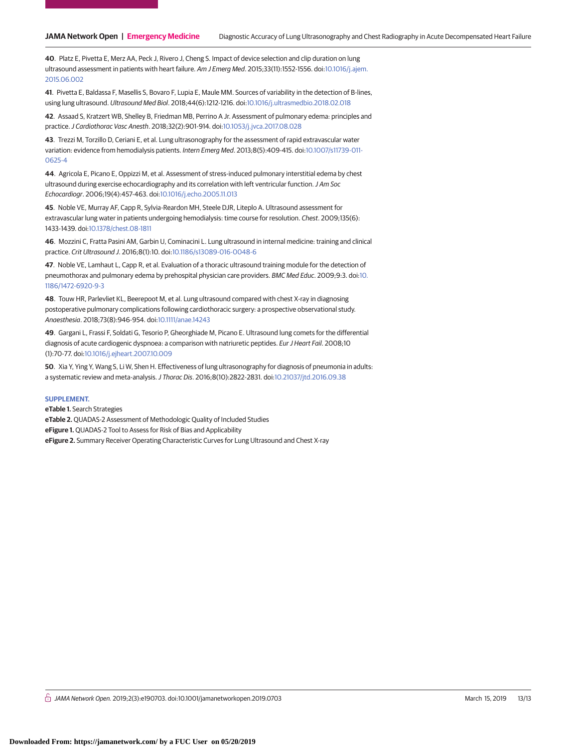**40**. Platz E, Pivetta E, Merz AA, Peck J, Rivero J, Cheng S. Impact of device selection and clip duration on lung ultrasound assessment in patients with heart failure. *Am J Emerg Med*. 2015;33(11):1552-1556. doi:10.1016/j.ajem.2015.06.002

**41**. Pivetta E, Baldassa F, Masellis S, Bovaro F, Lupia E, Maule MM. Sources of variability in the detection of B-lines, using lung ultrasound. *Ultrasound Med Biol*. 2018;44(6):1212-1216. doi:10.1016/j.ultrasmedbio.2018.02.018

**42**. Assaad S, Kratzert WB, Shelley B, Friedman MB, Perrino A Jr. Assessment of pulmonary edema: principles and practice. *J Cardiothorac Vasc Anesth*. 2018;32(2):901-914. doi:10.1053/j.jvca.2017.08.028

**43**. Trezzi M, Torzillo D, Ceriani E, et al. Lung ultrasonography for the assessment of rapid extravascular water variation: evidence from hemodialysis patients. *Intern Emerg Med*. 2013;8(5):409-415. doi:10.1007/s11739-011-0625-4

**44**. Agricola E, Picano E, Oppizzi M, et al. Assessment of stress-induced pulmonary interstitial edema by chest ultrasound during exercise echocardiography and its correlation with left ventricular function. *J Am Soc Echocardiogr*. 2006;19(4):457-463. doi:10.1016/j.echo.2005.11.013

**45**. Noble VE, Murray AF, Capp R, Sylvia-Reardon MH, Steele DJR, Liteplo A. Ultrasound assessment for extravascular lung water in patients undergoing hemodialysis: time course for resolution. *Chest*. 2009;135(6):1433-1439. doi:10.1378/chest.08-1811

**46**. Mozzini C, Fratta Pasini AM, Garbin U, Cominacini L. Lung ultrasound in internal medicine: training and clinical practice. *Crit Ultrasound J*. 2016;8(1):10. doi:10.1186/s13089-016-0048-6

**47**. Noble VE, Lamhaut L, Capp R, et al. Evaluation of a thoracic ultrasound training module for the detection of pneumothorax and pulmonary edema by prehospital physician care providers. *BMC Med Educ*. 2009;9:3. doi:10.1186/1472-6920-9-3

**48**. Touw HR, Parlevliet KL, Beerepoot M, et al. Lung ultrasound compared with chest X-ray in diagnosing postoperative pulmonary complications following cardiothoracic surgery: a prospective observational study. *Anaesthesia*. 2018;73(8):946-954. doi:10.1111/anae.14243

**49**. Gargani L, Frassi F, Soldati G, Tesorio P, Gheorghiade M, Picano E. Ultrasound lung comets for the differential diagnosis of acute cardiogenic dyspnoea: a comparison with natriuretic peptides. *Eur J Heart Fail*. 2008;10(1):70-77. doi:10.1016/j.ejheart.2007.10.009

**50**. Xia Y, Ying Y, Wang S, Li W, Shen H. Effectiveness of lung ultrasonography for diagnosis of pneumonia in adults: a systematic review and meta-analysis. *J Thorac Dis*. 2016;8(10):2822-2831. doi:10.21037/jtd.2016.09.38

**SUPPLEMENT.**

**eTable 1.** Search Strategies
**eTable 2.** QUADAS-2 Assessment of Methodologic Quality of Included Studies
**eFigure 1.** QUADAS-2 Tool to Assess for Risk of Bias and Applicability
**eFigure 2.** Summary Receiver Operating Characteristic Curves for Lung Ultrasound and Chest X-ray